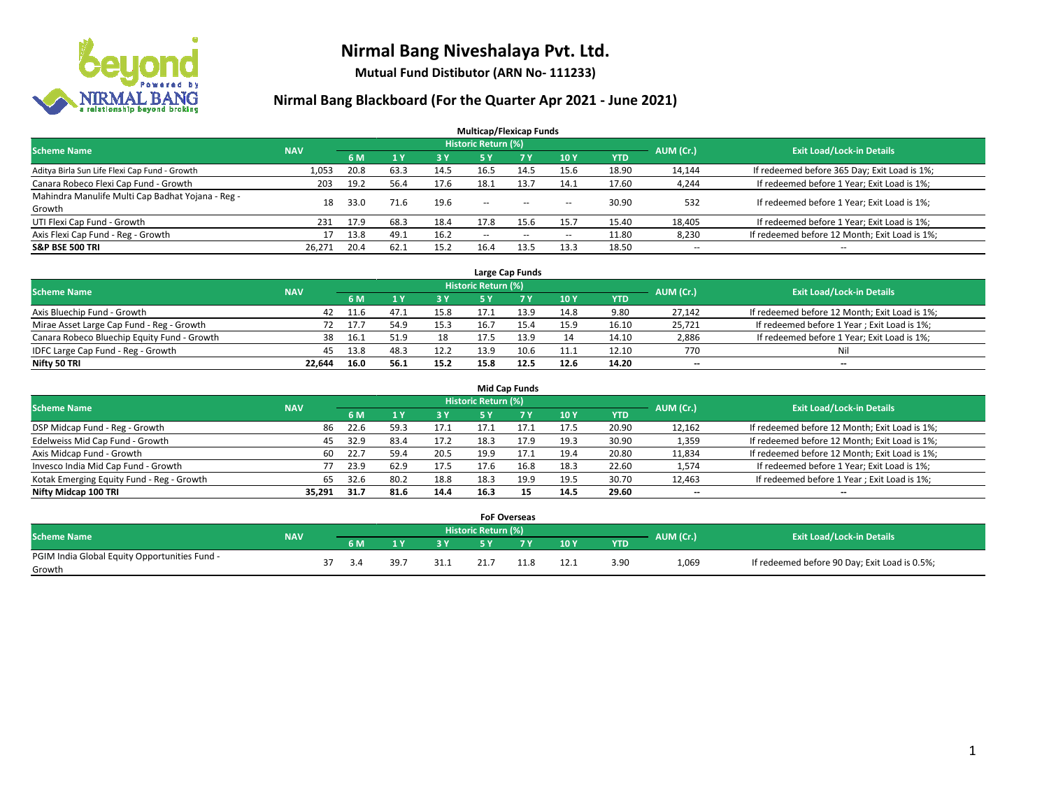# Nirmal Bang Niveshalaya Pvt. Ltd.

**Mutual Fund Distibutor (ARN No- 111233)**

## Nirmal Bang Blackboard (For the Quarter Apr 2021 - June 2021)

### Multicap/Flexicap Funds

| Scheme Name | NAV | Historic Return (%) | | | | | | | AUM (Cr.) | Exit Load/Lock-in Details |
|---|---|---|---|---|---|---|---|---|---|---|
| | | 6 M | 1 Y | 3 Y | 5 Y | 7 Y | 10 Y | YTD | | |
| Aditya Birla Sun Life Flexi Cap Fund - Growth | 1,053 | 20.8 | 63.3 | 14.5 | 16.5 | 14.5 | 15.6 | 18.90 | 14,144 | If redeemed before 365 Day; Exit Load is 1%; |
| Canara Robeco Flexi Cap Fund - Growth | 203 | 19.2 | 56.4 | 17.6 | 18.1 | 13.7 | 14.1 | 17.60 | 4,244 | If redeemed before 1 Year; Exit Load is 1%; |
| Mahindra Manulife Multi Cap Badhat Yojana - Reg - Growth | 18 | 33.0 | 71.6 | 19.6 | -- | -- | -- | 30.90 | 532 | If redeemed before 1 Year; Exit Load is 1%; |
| UTI Flexi Cap Fund - Growth | 231 | 17.9 | 68.3 | 18.4 | 17.8 | 15.6 | 15.7 | 15.40 | 18,405 | If redeemed before 1 Year; Exit Load is 1%; |
| Axis Flexi Cap Fund - Reg - Growth | 17 | 13.8 | 49.1 | 16.2 | -- | -- | -- | 11.80 | 8,230 | If redeemed before 12 Month; Exit Load is 1%; |
| **S&P BSE 500 TRI** | 26,271 | 20.4 | 62.1 | 15.2 | 16.4 | 13.5 | 13.3 | 18.50 | -- | -- |

### Large Cap Funds

| Scheme Name | NAV | Historic Return (%) | | | | | | | AUM (Cr.) | Exit Load/Lock-in Details |
|---|---|---|---|---|---|---|---|---|---|---|
| | | 6 M | 1 Y | 3 Y | 5 Y | 7 Y | 10 Y | YTD | | |
| Axis Bluechip Fund - Growth | 42 | 11.6 | 47.1 | 15.8 | 17.1 | 13.9 | 14.8 | 9.80 | 27,142 | If redeemed before 12 Month; Exit Load is 1%; |
| Mirae Asset Large Cap Fund - Reg - Growth | 72 | 17.7 | 54.9 | 15.3 | 16.7 | 15.4 | 15.9 | 16.10 | 25,721 | If redeemed before 1 Year ; Exit Load is 1%; |
| Canara Robeco Bluechip Equity Fund - Growth | 38 | 16.1 | 51.9 | 18 | 17.5 | 13.9 | 14 | 14.10 | 2,886 | If redeemed before 1 Year; Exit Load is 1%; |
| IDFC Large Cap Fund - Reg - Growth | 45 | 13.8 | 48.3 | 12.2 | 13.9 | 10.6 | 11.1 | 12.10 | 770 | Nil |
| **Nifty 50 TRI** | **22,644** | **16.0** | **56.1** | **15.2** | **15.8** | **12.5** | **12.6** | **14.20** | **--** | **--** |

### Mid Cap Funds

| Scheme Name | NAV | Historic Return (%) | | | | | | | AUM (Cr.) | Exit Load/Lock-in Details |
|---|---|---|---|---|---|---|---|---|---|---|
| | | 6 M | 1 Y | 3 Y | 5 Y | 7 Y | 10 Y | YTD | | |
| DSP Midcap Fund - Reg - Growth | 86 | 22.6 | 59.3 | 17.1 | 17.1 | 17.1 | 17.5 | 20.90 | 12,162 | If redeemed before 12 Month; Exit Load is 1%; |
| Edelweiss Mid Cap Fund - Growth | 45 | 32.9 | 83.4 | 17.2 | 18.3 | 17.9 | 19.3 | 30.90 | 1,359 | If redeemed before 12 Month; Exit Load is 1%; |
| Axis Midcap Fund - Growth | 60 | 22.7 | 59.4 | 20.5 | 19.9 | 17.1 | 19.4 | 20.80 | 11,834 | If redeemed before 12 Month; Exit Load is 1%; |
| Invesco India Mid Cap Fund - Growth | 77 | 23.9 | 62.9 | 17.5 | 17.6 | 16.8 | 18.3 | 22.60 | 1,574 | If redeemed before 1 Year; Exit Load is 1%; |
| Kotak Emerging Equity Fund - Reg - Growth | 65 | 32.6 | 80.2 | 18.8 | 18.3 | 19.9 | 19.5 | 30.70 | 12,463 | If redeemed before 1 Year ; Exit Load is 1%; |
| **Nifty Midcap 100 TRI** | **35,291** | **31.7** | **81.6** | **14.4** | **16.3** | **15** | **14.5** | **29.60** | **--** | **--** |

### FoF Overseas

| Scheme Name | NAV | Historic Return (%) | | | | | | | AUM (Cr.) | Exit Load/Lock-in Details |
|---|---|---|---|---|---|---|---|---|---|---|
| | | 6 M | 1 Y | 3 Y | 5 Y | 7 Y | 10 Y | YTD | | |
| PGIM India Global Equity Opportunities Fund - Growth | 37 | 3.4 | 39.7 | 31.1 | 21.7 | 11.8 | 12.1 | 3.90 | 1,069 | If redeemed before 90 Day; Exit Load is 0.5%; |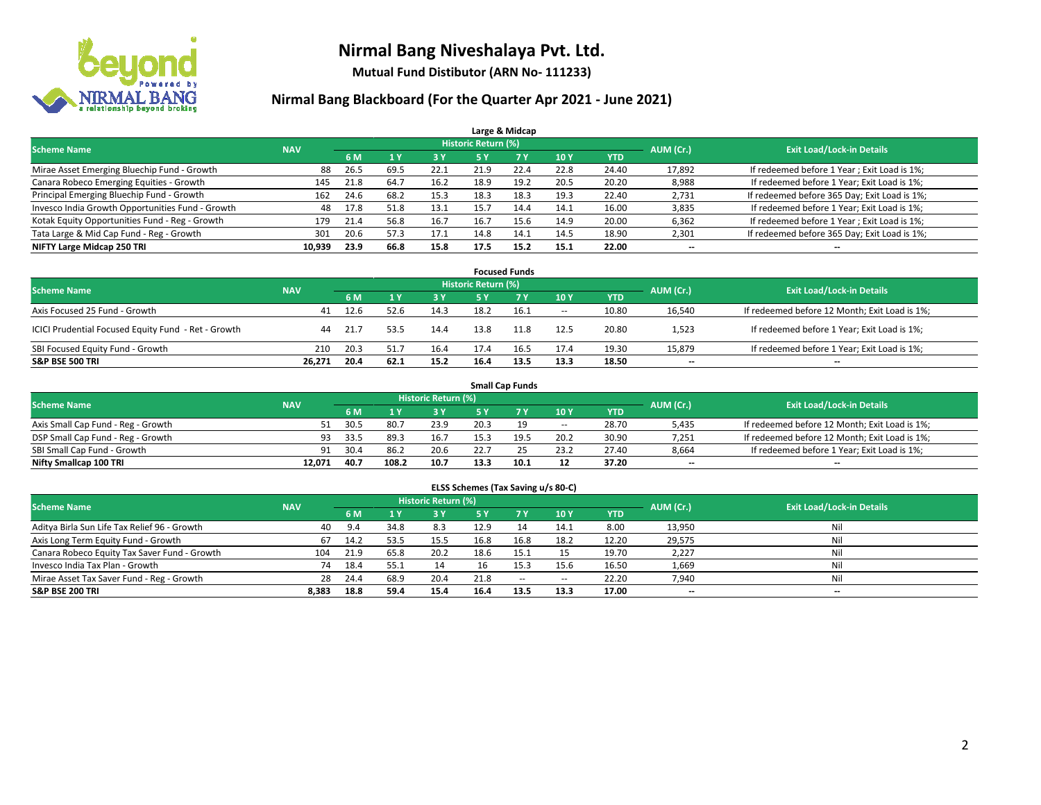# Nirmal Bang Niveshalaya Pvt. Ltd.

**Mutual Fund Distibutor (ARN No- 111233)**

## Nirmal Bang Blackboard (For the Quarter Apr 2021 - June 2021)

### Large & Midcap

| Scheme Name | NAV | Historic Return (%) | | | | | | | AUM (Cr.) | Exit Load/Lock-in Details |
|---|---|---|---|---|---|---|---|---|---|---|
| | | 6 M | 1 Y | 3 Y | 5 Y | 7 Y | 10 Y | YTD | | |
| Mirae Asset Emerging Bluechip Fund - Growth | 88 | 26.5 | 69.5 | 22.1 | 21.9 | 22.4 | 22.8 | 24.40 | 17,892 | If redeemed before 1 Year ; Exit Load is 1%; |
| Canara Robeco Emerging Equities - Growth | 145 | 21.8 | 64.7 | 16.2 | 18.9 | 19.2 | 20.5 | 20.20 | 8,988 | If redeemed before 1 Year; Exit Load is 1%; |
| Principal Emerging Bluechip Fund - Growth | 162 | 24.6 | 68.2 | 15.3 | 18.3 | 18.3 | 19.3 | 22.40 | 2,731 | If redeemed before 365 Day; Exit Load is 1%; |
| Invesco India Growth Opportunities Fund - Growth | 48 | 17.8 | 51.8 | 13.1 | 15.7 | 14.4 | 14.1 | 16.00 | 3,835 | If redeemed before 1 Year; Exit Load is 1%; |
| Kotak Equity Opportunities Fund - Reg - Growth | 179 | 21.4 | 56.8 | 16.7 | 16.7 | 15.6 | 14.9 | 20.00 | 6,362 | If redeemed before 1 Year ; Exit Load is 1%; |
| Tata Large & Mid Cap Fund - Reg - Growth | 301 | 20.6 | 57.3 | 17.1 | 14.8 | 14.1 | 14.5 | 18.90 | 2,301 | If redeemed before 365 Day; Exit Load is 1%; |
| **NIFTY Large Midcap 250 TRI** | **10,939** | **23.9** | **66.8** | **15.8** | **17.5** | **15.2** | **15.1** | **22.00** | -- | -- |

### Focused Funds

| Scheme Name | NAV | Historic Return (%) | | | | | | | AUM (Cr.) | Exit Load/Lock-in Details |
|---|---|---|---|---|---|---|---|---|---|---|
| | | 6 M | 1 Y | 3 Y | 5 Y | 7 Y | 10 Y | YTD | | |
| Axis Focused 25 Fund - Growth | 41 | 12.6 | 52.6 | 14.3 | 18.2 | 16.1 | -- | 10.80 | 16,540 | If redeemed before 12 Month; Exit Load is 1%; |
| ICICI Prudential Focused Equity Fund - Ret - Growth | 44 | 21.7 | 53.5 | 14.4 | 13.8 | 11.8 | 12.5 | 20.80 | 1,523 | If redeemed before 1 Year; Exit Load is 1%; |
| SBI Focused Equity Fund - Growth | 210 | 20.3 | 51.7 | 16.4 | 17.4 | 16.5 | 17.4 | 19.30 | 15,879 | If redeemed before 1 Year; Exit Load is 1%; |
| **S&P BSE 500 TRI** | **26,271** | **20.4** | **62.1** | **15.2** | **16.4** | **13.5** | **13.3** | **18.50** | -- | -- |

### Small Cap Funds

| Scheme Name | NAV | Historic Return (%) | | | | | | | AUM (Cr.) | Exit Load/Lock-in Details |
|---|---|---|---|---|---|---|---|---|---|---|
| | | 6 M | 1 Y | 3 Y | 5 Y | 7 Y | 10 Y | YTD | | |
| Axis Small Cap Fund - Reg - Growth | 51 | 30.5 | 80.7 | 23.9 | 20.3 | 19 | -- | 28.70 | 5,435 | If redeemed before 12 Month; Exit Load is 1%; |
| DSP Small Cap Fund - Reg - Growth | 93 | 33.5 | 89.3 | 16.7 | 15.3 | 19.5 | 20.2 | 30.90 | 7,251 | If redeemed before 12 Month; Exit Load is 1%; |
| SBI Small Cap Fund - Growth | 91 | 30.4 | 86.2 | 20.6 | 22.7 | 25 | 23.2 | 27.40 | 8,664 | If redeemed before 1 Year; Exit Load is 1%; |
| **Nifty Smallcap 100 TRI** | **12,071** | **40.7** | **108.2** | **10.7** | **13.3** | **10.1** | **12** | **37.20** | -- | -- |

### ELSS Schemes (Tax Saving u/s 80-C)

| Scheme Name | NAV | Historic Return (%) | | | | | | | AUM (Cr.) | Exit Load/Lock-in Details |
|---|---|---|---|---|---|---|---|---|---|---|
| | | 6 M | 1 Y | 3 Y | 5 Y | 7 Y | 10 Y | YTD | | |
| Aditya Birla Sun Life Tax Relief 96 - Growth | 40 | 9.4 | 34.8 | 8.3 | 12.9 | 14 | 14.1 | 8.00 | 13,950 | Nil |
| Axis Long Term Equity Fund - Growth | 67 | 14.2 | 53.5 | 15.5 | 16.8 | 16.8 | 18.2 | 12.20 | 29,575 | Nil |
| Canara Robeco Equity Tax Saver Fund - Growth | 104 | 21.9 | 65.8 | 20.2 | 18.6 | 15.1 | 15 | 19.70 | 2,227 | Nil |
| Invesco India Tax Plan - Growth | 74 | 18.4 | 55.1 | 14 | 16 | 15.3 | 15.6 | 16.50 | 1,669 | Nil |
| Mirae Asset Tax Saver Fund - Reg - Growth | 28 | 24.4 | 68.9 | 20.4 | 21.8 | -- | -- | 22.20 | 7,940 | Nil |
| **S&P BSE 200 TRI** | **8,383** | **18.8** | **59.4** | **15.4** | **16.4** | **13.5** | **13.3** | **17.00** | -- | -- |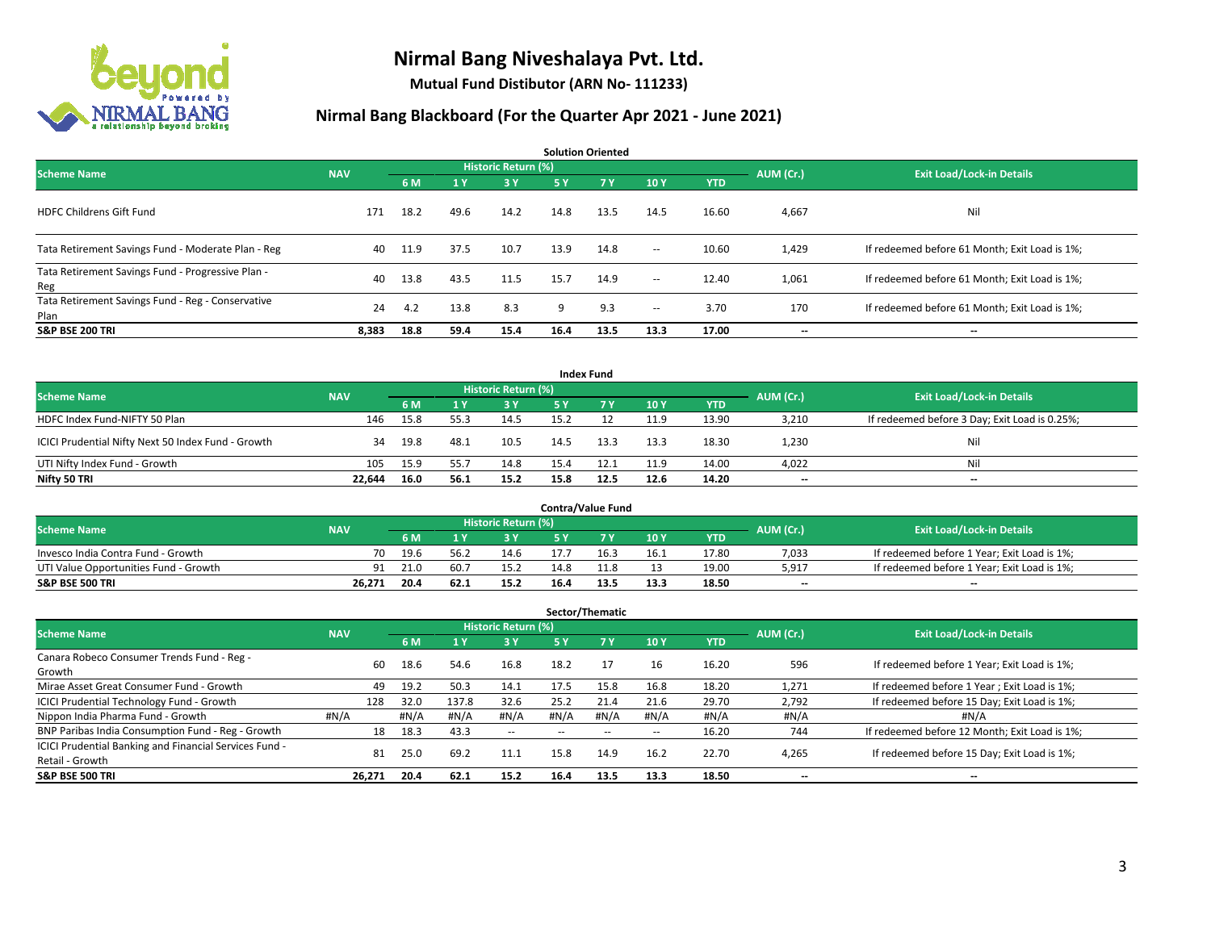# Nirmal Bang Niveshalaya Pvt. Ltd.

**Mutual Fund Distibutor (ARN No- 111233)**

## Nirmal Bang Blackboard (For the Quarter Apr 2021 - June 2021)

### Solution Oriented

| Scheme Name | NAV | Historic Return (%) | | | | | | | AUM (Cr.) | Exit Load/Lock-in Details |
|---|---|---|---|---|---|---|---|---|---|---|
| | | 6 M | 1 Y | 3 Y | 5 Y | 7 Y | 10 Y | YTD | | |
| HDFC Childrens Gift Fund | 171 | 18.2 | 49.6 | 14.2 | 14.8 | 13.5 | 14.5 | 16.60 | 4,667 | Nil |
| Tata Retirement Savings Fund - Moderate Plan - Reg | 40 | 11.9 | 37.5 | 10.7 | 13.9 | 14.8 | -- | 10.60 | 1,429 | If redeemed before 61 Month; Exit Load is 1%; |
| Tata Retirement Savings Fund - Progressive Plan - Reg | 40 | 13.8 | 43.5 | 11.5 | 15.7 | 14.9 | -- | 12.40 | 1,061 | If redeemed before 61 Month; Exit Load is 1%; |
| Tata Retirement Savings Fund - Reg - Conservative Plan | 24 | 4.2 | 13.8 | 8.3 | 9 | 9.3 | -- | 3.70 | 170 | If redeemed before 61 Month; Exit Load is 1%; |
| **S&P BSE 200 TRI** | **8,383** | **18.8** | **59.4** | **15.4** | **16.4** | **13.5** | **13.3** | **17.00** | **--** | **--** |

### Index Fund

| Scheme Name | NAV | Historic Return (%) | | | | | | | AUM (Cr.) | Exit Load/Lock-in Details |
|---|---|---|---|---|---|---|---|---|---|---|
| | | 6 M | 1 Y | 3 Y | 5 Y | 7 Y | 10 Y | YTD | | |
| HDFC Index Fund-NIFTY 50 Plan | 146 | 15.8 | 55.3 | 14.5 | 15.2 | 12 | 11.9 | 13.90 | 3,210 | If redeemed before 3 Day; Exit Load is 0.25%; |
| ICICI Prudential Nifty Next 50 Index Fund - Growth | 34 | 19.8 | 48.1 | 10.5 | 14.5 | 13.3 | 13.3 | 18.30 | 1,230 | Nil |
| UTI Nifty Index Fund - Growth | 105 | 15.9 | 55.7 | 14.8 | 15.4 | 12.1 | 11.9 | 14.00 | 4,022 | Nil |
| **Nifty 50 TRI** | **22,644** | **16.0** | **56.1** | **15.2** | **15.8** | **12.5** | **12.6** | **14.20** | **--** | **--** |

### Contra/Value Fund

| Scheme Name | NAV | Historic Return (%) | | | | | | | AUM (Cr.) | Exit Load/Lock-in Details |
|---|---|---|---|---|---|---|---|---|---|---|
| | | 6 M | 1 Y | 3 Y | 5 Y | 7 Y | 10 Y | YTD | | |
| Invesco India Contra Fund - Growth | 70 | 19.6 | 56.2 | 14.6 | 17.7 | 16.3 | 16.1 | 17.80 | 7,033 | If redeemed before 1 Year; Exit Load is 1%; |
| UTI Value Opportunities Fund - Growth | 91 | 21.0 | 60.7 | 15.2 | 14.8 | 11.8 | 13 | 19.00 | 5,917 | If redeemed before 1 Year; Exit Load is 1%; |
| **S&P BSE 500 TRI** | **26,271** | **20.4** | **62.1** | **15.2** | **16.4** | **13.5** | **13.3** | **18.50** | **--** | **--** |

### Sector/Thematic

| Scheme Name | NAV | Historic Return (%) | | | | | | | AUM (Cr.) | Exit Load/Lock-in Details |
|---|---|---|---|---|---|---|---|---|---|---|
| | | 6 M | 1 Y | 3 Y | 5 Y | 7 Y | 10 Y | YTD | | |
| Canara Robeco Consumer Trends Fund - Reg - Growth | 60 | 18.6 | 54.6 | 16.8 | 18.2 | 17 | 16 | 16.20 | 596 | If redeemed before 1 Year; Exit Load is 1%; |
| Mirae Asset Great Consumer Fund - Growth | 49 | 19.2 | 50.3 | 14.1 | 17.5 | 15.8 | 16.8 | 18.20 | 1,271 | If redeemed before 1 Year ; Exit Load is 1%; |
| ICICI Prudential Technology Fund - Growth | 128 | 32.0 | 137.8 | 32.6 | 25.2 | 21.4 | 21.6 | 29.70 | 2,792 | If redeemed before 15 Day; Exit Load is 1%; |
| Nippon India Pharma Fund - Growth | #N/A | #N/A | #N/A | #N/A | #N/A | #N/A | #N/A | #N/A | #N/A | #N/A |
| BNP Paribas India Consumption Fund - Reg - Growth | 18 | 18.3 | 43.3 | -- | -- | -- | -- | 16.20 | 744 | If redeemed before 12 Month; Exit Load is 1%; |
| ICICI Prudential Banking and Financial Services Fund - Retail - Growth | 81 | 25.0 | 69.2 | 11.1 | 15.8 | 14.9 | 16.2 | 22.70 | 4,265 | If redeemed before 15 Day; Exit Load is 1%; |
| **S&P BSE 500 TRI** | **26,271** | **20.4** | **62.1** | **15.2** | **16.4** | **13.5** | **13.3** | **18.50** | **--** | **--** |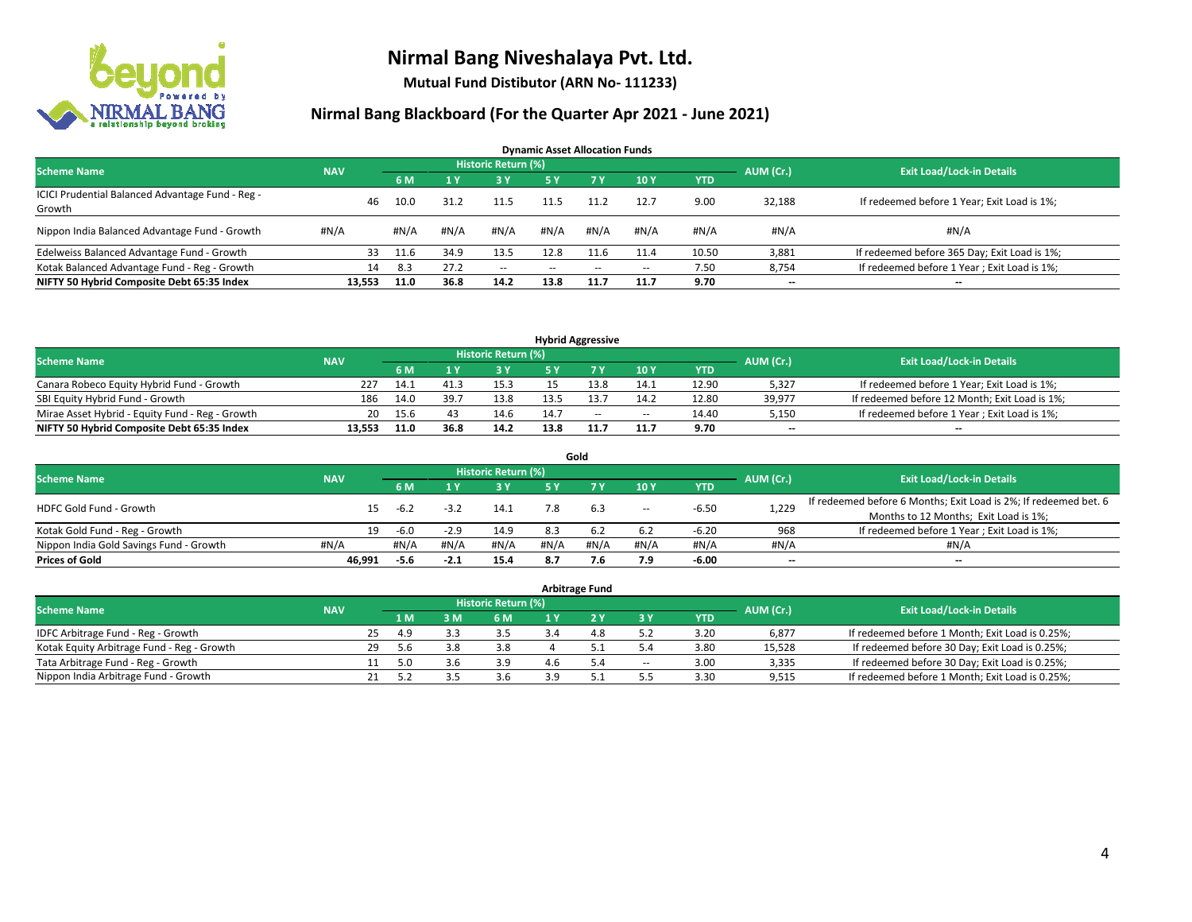# Nirmal Bang Niveshalaya Pvt. Ltd.

**Mutual Fund Distibutor (ARN No- 111233)**

## Nirmal Bang Blackboard (For the Quarter Apr 2021 - June 2021)

### Dynamic Asset Allocation Funds

| Scheme Name | NAV | Historic Return (%) | | | | | | | AUM (Cr.) | Exit Load/Lock-in Details |
|---|---|---|---|---|---|---|---|---|---|---|
| | | 6 M | 1 Y | 3 Y | 5 Y | 7 Y | 10 Y | YTD | | |
| ICICI Prudential Balanced Advantage Fund - Reg - Growth | 46 | 10.0 | 31.2 | 11.5 | 11.5 | 11.2 | 12.7 | 9.00 | 32,188 | If redeemed before 1 Year; Exit Load is 1%; |
| Nippon India Balanced Advantage Fund - Growth | #N/A | #N/A | #N/A | #N/A | #N/A | #N/A | #N/A | #N/A | #N/A | #N/A |
| Edelweiss Balanced Advantage Fund - Growth | 33 | 11.6 | 34.9 | 13.5 | 12.8 | 11.6 | 11.4 | 10.50 | 3,881 | If redeemed before 365 Day; Exit Load is 1%; |
| Kotak Balanced Advantage Fund - Reg - Growth | 14 | 8.3 | 27.2 | -- | -- | -- | -- | 7.50 | 8,754 | If redeemed before 1 Year ; Exit Load is 1%; |
| **NIFTY 50 Hybrid Composite Debt 65:35 Index** | **13,553** | **11.0** | **36.8** | **14.2** | **13.8** | **11.7** | **11.7** | **9.70** | **--** | **--** |

### Hybrid Aggressive

| Scheme Name | NAV | Historic Return (%) | | | | | | | AUM (Cr.) | Exit Load/Lock-in Details |
|---|---|---|---|---|---|---|---|---|---|---|
| | | 6 M | 1 Y | 3 Y | 5 Y | 7 Y | 10 Y | YTD | | |
| Canara Robeco Equity Hybrid Fund - Growth | 227 | 14.1 | 41.3 | 15.3 | 15 | 13.8 | 14.1 | 12.90 | 5,327 | If redeemed before 1 Year; Exit Load is 1%; |
| SBI Equity Hybrid Fund - Growth | 186 | 14.0 | 39.7 | 13.8 | 13.5 | 13.7 | 14.2 | 12.80 | 39,977 | If redeemed before 12 Month; Exit Load is 1%; |
| Mirae Asset Hybrid - Equity Fund - Reg - Growth | 20 | 15.6 | 43 | 14.6 | 14.7 | -- | -- | 14.40 | 5,150 | If redeemed before 1 Year ; Exit Load is 1%; |
| **NIFTY 50 Hybrid Composite Debt 65:35 Index** | **13,553** | **11.0** | **36.8** | **14.2** | **13.8** | **11.7** | **11.7** | **9.70** | **--** | **--** |

### Gold

| Scheme Name | NAV | Historic Return (%) | | | | | | | AUM (Cr.) | Exit Load/Lock-in Details |
|---|---|---|---|---|---|---|---|---|---|---|
| | | 6 M | 1 Y | 3 Y | 5 Y | 7 Y | 10 Y | YTD | | |
| HDFC Gold Fund - Growth | 15 | -6.2 | -3.2 | 14.1 | 7.8 | 6.3 | -- | -6.50 | 1,229 | If redeemed before 6 Months; Exit Load is 2%; If redeemed bet. 6 Months to 12 Months; Exit Load is 1%; |
| Kotak Gold Fund - Reg - Growth | 19 | -6.0 | -2.9 | 14.9 | 8.3 | 6.2 | 6.2 | -6.20 | 968 | If redeemed before 1 Year ; Exit Load is 1%; |
| Nippon India Gold Savings Fund - Growth | #N/A | #N/A | #N/A | #N/A | #N/A | #N/A | #N/A | #N/A | #N/A | #N/A |
| **Prices of Gold** | **46,991** | **-5.6** | **-2.1** | **15.4** | **8.7** | **7.6** | **7.9** | **-6.00** | **--** | **--** |

### Arbitrage Fund

| Scheme Name | NAV | Historic Return (%) | | | | | | | AUM (Cr.) | Exit Load/Lock-in Details |
|---|---|---|---|---|---|---|---|---|---|---|
| | | 1 M | 3 M | 6 M | 1 Y | 2 Y | 3 Y | YTD | | |
| IDFC Arbitrage Fund - Reg - Growth | 25 | 4.9 | 3.3 | 3.5 | 3.4 | 4.8 | 5.2 | 3.20 | 6,877 | If redeemed before 1 Month; Exit Load is 0.25%; |
| Kotak Equity Arbitrage Fund - Reg - Growth | 29 | 5.6 | 3.8 | 3.8 | 4 | 5.1 | 5.4 | 3.80 | 15,528 | If redeemed before 30 Day; Exit Load is 0.25%; |
| Tata Arbitrage Fund - Reg - Growth | 11 | 5.0 | 3.6 | 3.9 | 4.6 | 5.4 | -- | 3.00 | 3,335 | If redeemed before 30 Day; Exit Load is 0.25%; |
| Nippon India Arbitrage Fund - Growth | 21 | 5.2 | 3.5 | 3.6 | 3.9 | 5.1 | 5.5 | 3.30 | 9,515 | If redeemed before 1 Month; Exit Load is 0.25%; |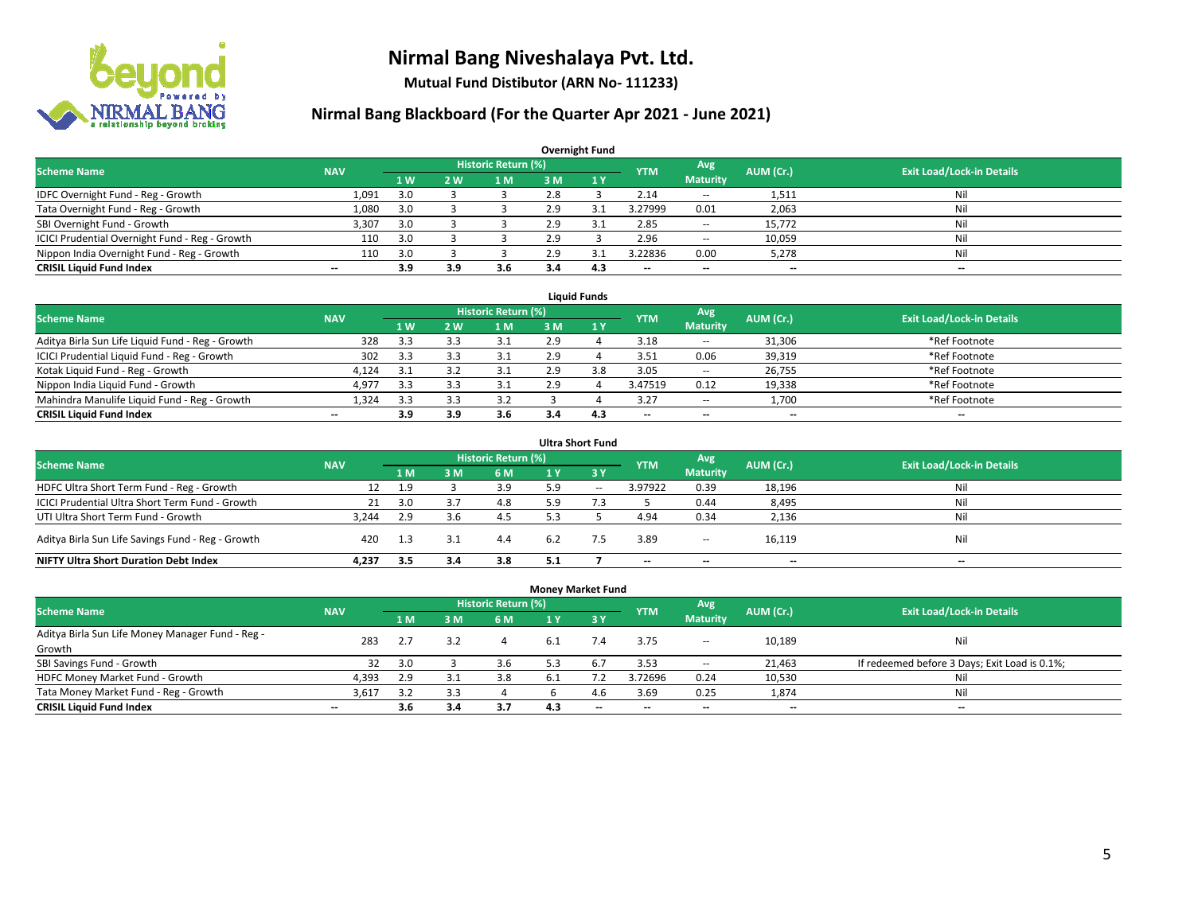# Nirmal Bang Niveshalaya Pvt. Ltd.

**Mutual Fund Distibutor (ARN No- 111233)**

## Nirmal Bang Blackboard (For the Quarter Apr 2021 - June 2021)

### Overnight Fund

| Scheme Name | NAV | Historic Return (%) | | | | | YTM | Avg Maturity | AUM (Cr.) | Exit Load/Lock-in Details |
|---|---|---|---|---|---|---|---|---|---|---|
| | | 1 W | 2 W | 1 M | 3 M | 1 Y | | | | |
| IDFC Overnight Fund - Reg - Growth | 1,091 | 3.0 | 3 | 3 | 2.8 | 3 | 2.14 | -- | 1,511 | Nil |
| Tata Overnight Fund - Reg - Growth | 1,080 | 3.0 | 3 | 3 | 2.9 | 3.1 | 3.27999 | 0.01 | 2,063 | Nil |
| SBI Overnight Fund - Growth | 3,307 | 3.0 | 3 | 3 | 2.9 | 3.1 | 2.85 | -- | 15,772 | Nil |
| ICICI Prudential Overnight Fund - Reg - Growth | 110 | 3.0 | 3 | 3 | 2.9 | 3 | 2.96 | -- | 10,059 | Nil |
| Nippon India Overnight Fund - Reg - Growth | 110 | 3.0 | 3 | 3 | 2.9 | 3.1 | 3.22836 | 0.00 | 5,278 | Nil |
| **CRISIL Liquid Fund Index** | **--** | **3.9** | **3.9** | **3.6** | **3.4** | **4.3** | **--** | **--** | **--** | **--** |

### Liquid Funds

| Scheme Name | NAV | Historic Return (%) | | | | | YTM | Avg Maturity | AUM (Cr.) | Exit Load/Lock-in Details |
|---|---|---|---|---|---|---|---|---|---|---|
| | | 1 W | 2 W | 1 M | 3 M | 1 Y | | | | |
| Aditya Birla Sun Life Liquid Fund - Reg - Growth | 328 | 3.3 | 3.3 | 3.1 | 2.9 | 4 | 3.18 | -- | 31,306 | *Ref Footnote |
| ICICI Prudential Liquid Fund - Reg - Growth | 302 | 3.3 | 3.3 | 3.1 | 2.9 | 4 | 3.51 | 0.06 | 39,319 | *Ref Footnote |
| Kotak Liquid Fund - Reg - Growth | 4,124 | 3.1 | 3.2 | 3.1 | 2.9 | 3.8 | 3.05 | -- | 26,755 | *Ref Footnote |
| Nippon India Liquid Fund - Growth | 4,977 | 3.3 | 3.3 | 3.1 | 2.9 | 4 | 3.47519 | 0.12 | 19,338 | *Ref Footnote |
| Mahindra Manulife Liquid Fund - Reg - Growth | 1,324 | 3.3 | 3.3 | 3.2 | 3 | 4 | 3.27 | -- | 1,700 | *Ref Footnote |
| **CRISIL Liquid Fund Index** | **--** | **3.9** | **3.9** | **3.6** | **3.4** | **4.3** | **--** | **--** | **--** | **--** |

### Ultra Short Fund

| Scheme Name | NAV | Historic Return (%) | | | | | YTM | Avg Maturity | AUM (Cr.) | Exit Load/Lock-in Details |
|---|---|---|---|---|---|---|---|---|---|---|
| | | 1 M | 3 M | 6 M | 1 Y | 3 Y | | | | |
| HDFC Ultra Short Term Fund - Reg - Growth | 12 | 1.9 | 3 | 3.9 | 5.9 | -- | 3.97922 | 0.39 | 18,196 | Nil |
| ICICI Prudential Ultra Short Term Fund - Growth | 21 | 3.0 | 3.7 | 4.8 | 5.9 | 7.3 | 5 | 0.44 | 8,495 | Nil |
| UTI Ultra Short Term Fund - Growth | 3,244 | 2.9 | 3.6 | 4.5 | 5.3 | 5 | 4.94 | 0.34 | 2,136 | Nil |
| Aditya Birla Sun Life Savings Fund - Reg - Growth | 420 | 1.3 | 3.1 | 4.4 | 6.2 | 7.5 | 3.89 | -- | 16,119 | Nil |
| **NIFTY Ultra Short Duration Debt Index** | **4,237** | **3.5** | **3.4** | **3.8** | **5.1** | **7** | **--** | **--** | **--** | **--** |

### Money Market Fund

| Scheme Name | NAV | Historic Return (%) | | | | | YTM | Avg Maturity | AUM (Cr.) | Exit Load/Lock-in Details |
|---|---|---|---|---|---|---|---|---|---|---|
| | | 1 M | 3 M | 6 M | 1 Y | 3 Y | | | | |
| Aditya Birla Sun Life Money Manager Fund - Reg - Growth | 283 | 2.7 | 3.2 | 4 | 6.1 | 7.4 | 3.75 | -- | 10,189 | Nil |
| SBI Savings Fund - Growth | 32 | 3.0 | 3 | 3.6 | 5.3 | 6.7 | 3.53 | -- | 21,463 | If redeemed before 3 Days; Exit Load is 0.1%; |
| HDFC Money Market Fund - Growth | 4,393 | 2.9 | 3.1 | 3.8 | 6.1 | 7.2 | 3.72696 | 0.24 | 10,530 | Nil |
| Tata Money Market Fund - Reg - Growth | 3,617 | 3.2 | 3.3 | 4 | 6 | 4.6 | 3.69 | 0.25 | 1,874 | Nil |
| **CRISIL Liquid Fund Index** | **--** | **3.6** | **3.4** | **3.7** | **4.3** | **--** | **--** | **--** | **--** | **--** |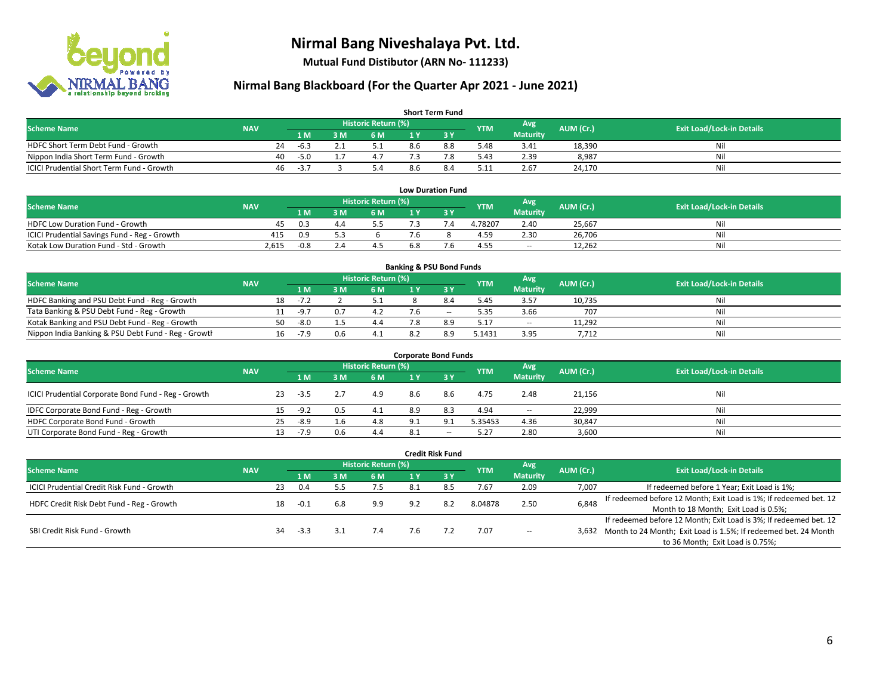# Nirmal Bang Niveshalaya Pvt. Ltd.

**Mutual Fund Distibutor (ARN No- 111233)**

## Nirmal Bang Blackboard (For the Quarter Apr 2021 - June 2021)

### Short Term Fund

| Scheme Name | NAV | Historic Return (%) | | | | | YTM | Avg Maturity | AUM (Cr.) | Exit Load/Lock-in Details |
|---|---|---|---|---|---|---|---|---|---|---|
| | | 1 M | 3 M | 6 M | 1 Y | 3 Y | | | | |
| HDFC Short Term Debt Fund - Growth | 24 | -6.3 | 2.1 | 5.1 | 8.6 | 8.8 | 5.48 | 3.41 | 18,390 | Nil |
| Nippon India Short Term Fund - Growth | 40 | -5.0 | 1.7 | 4.7 | 7.3 | 7.8 | 5.43 | 2.39 | 8,987 | Nil |
| ICICI Prudential Short Term Fund - Growth | 46 | -3.7 | 3 | 5.4 | 8.6 | 8.4 | 5.11 | 2.67 | 24,170 | Nil |

### Low Duration Fund

| Scheme Name | NAV | Historic Return (%) | | | | | YTM | Avg Maturity | AUM (Cr.) | Exit Load/Lock-in Details |
|---|---|---|---|---|---|---|---|---|---|---|
| | | 1 M | 3 M | 6 M | 1 Y | 3 Y | | | | |
| HDFC Low Duration Fund - Growth | 45 | 0.3 | 4.4 | 5.5 | 7.3 | 7.4 | 4.78207 | 2.40 | 25,667 | Nil |
| ICICI Prudential Savings Fund - Reg - Growth | 415 | 0.9 | 5.3 | 6 | 7.6 | 8 | 4.59 | 2.30 | 26,706 | Nil |
| Kotak Low Duration Fund - Std - Growth | 2,615 | -0.8 | 2.4 | 4.5 | 6.8 | 7.6 | 4.55 | -- | 12,262 | Nil |

### Banking & PSU Bond Funds

| Scheme Name | NAV | Historic Return (%) | | | | | YTM | Avg Maturity | AUM (Cr.) | Exit Load/Lock-in Details |
|---|---|---|---|---|---|---|---|---|---|---|
| | | 1 M | 3 M | 6 M | 1 Y | 3 Y | | | | |
| HDFC Banking and PSU Debt Fund - Reg - Growth | 18 | -7.2 | 2 | 5.1 | 8 | 8.4 | 5.45 | 3.57 | 10,735 | Nil |
| Tata Banking & PSU Debt Fund - Reg - Growth | 11 | -9.7 | 0.7 | 4.2 | 7.6 | -- | 5.35 | 3.66 | 707 | Nil |
| Kotak Banking and PSU Debt Fund - Reg - Growth | 50 | -8.0 | 1.5 | 4.4 | 7.8 | 8.9 | 5.17 | -- | 11,292 | Nil |
| Nippon India Banking & PSU Debt Fund - Reg - Growth | 16 | -7.9 | 0.6 | 4.1 | 8.2 | 8.9 | 5.1431 | 3.95 | 7,712 | Nil |

### Corporate Bond Funds

| Scheme Name | NAV | Historic Return (%) | | | | | YTM | Avg Maturity | AUM (Cr.) | Exit Load/Lock-in Details |
|---|---|---|---|---|---|---|---|---|---|---|
| | | 1 M | 3 M | 6 M | 1 Y | 3 Y | | | | |
| ICICI Prudential Corporate Bond Fund - Reg - Growth | 23 | -3.5 | 2.7 | 4.9 | 8.6 | 8.6 | 4.75 | 2.48 | 21,156 | Nil |
| IDFC Corporate Bond Fund - Reg - Growth | 15 | -9.2 | 0.5 | 4.1 | 8.9 | 8.3 | 4.94 | -- | 22,999 | Nil |
| HDFC Corporate Bond Fund - Growth | 25 | -8.9 | 1.6 | 4.8 | 9.1 | 9.1 | 5.35453 | 4.36 | 30,847 | Nil |
| UTI Corporate Bond Fund - Reg - Growth | 13 | -7.9 | 0.6 | 4.4 | 8.1 | -- | 5.27 | 2.80 | 3,600 | Nil |

### Credit Risk Fund

| Scheme Name | NAV | Historic Return (%) | | | | | YTM | Avg Maturity | AUM (Cr.) | Exit Load/Lock-in Details |
|---|---|---|---|---|---|---|---|---|---|---|
| | | 1 M | 3 M | 6 M | 1 Y | 3 Y | | | | |
| ICICI Prudential Credit Risk Fund - Growth | 23 | 0.4 | 5.5 | 7.5 | 8.1 | 8.5 | 7.67 | 2.09 | 7,007 | If redeemed before 1 Year; Exit Load is 1%; |
| HDFC Credit Risk Debt Fund - Reg - Growth | 18 | -0.1 | 6.8 | 9.9 | 9.2 | 8.2 | 8.04878 | 2.50 | 6,848 | If redeemed before 12 Month; Exit Load is 1%; If redeemed bet. 12 Month to 18 Month; Exit Load is 0.5%; |
| SBI Credit Risk Fund - Growth | 34 | -3.3 | 3.1 | 7.4 | 7.6 | 7.2 | 7.07 | -- | 3,632 | If redeemed before 12 Month; Exit Load is 3%; If redeemed bet. 12 Month to 24 Month; Exit Load is 1.5%; If redeemed bet. 24 Month to 36 Month; Exit Load is 0.75%; |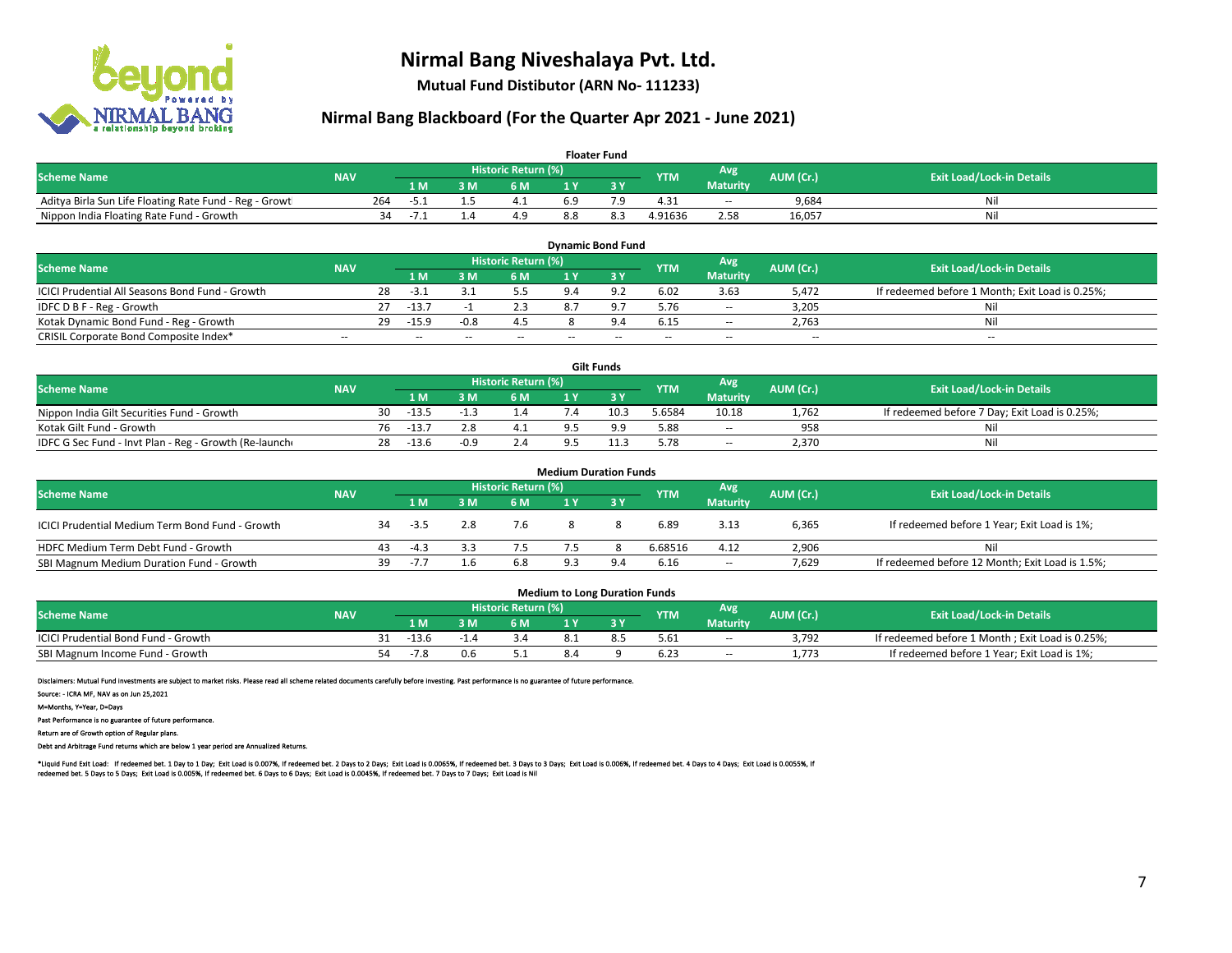# Nirmal Bang Niveshalaya Pvt. Ltd.

**Mutual Fund Distibutor (ARN No- 111233)**

## Nirmal Bang Blackboard (For the Quarter Apr 2021 - June 2021)

### Floater Fund

| Scheme Name | NAV | Historic Return (%) | | | | | YTM | Avg Maturity | AUM (Cr.) | Exit Load/Lock-in Details |
|---|---|---|---|---|---|---|---|---|---|---|
| | | 1 M | 3 M | 6 M | 1 Y | 3 Y | | | | |
| Aditya Birla Sun Life Floating Rate Fund - Reg - Growt | 264 | -5.1 | 1.5 | 4.1 | 6.9 | 7.9 | 4.31 | -- | 9,684 | Nil |
| Nippon India Floating Rate Fund - Growth | 34 | -7.1 | 1.4 | 4.9 | 8.8 | 8.3 | 4.91636 | 2.58 | 16,057 | Nil |

### Dynamic Bond Fund

| Scheme Name | NAV | Historic Return (%) | | | | | YTM | Avg Maturity | AUM (Cr.) | Exit Load/Lock-in Details |
|---|---|---|---|---|---|---|---|---|---|---|
| | | 1 M | 3 M | 6 M | 1 Y | 3 Y | | | | |
| ICICI Prudential All Seasons Bond Fund - Growth | 28 | -3.1 | 3.1 | 5.5 | 9.4 | 9.2 | 6.02 | 3.63 | 5,472 | If redeemed before 1 Month; Exit Load is 0.25%; |
| IDFC D B F - Reg - Growth | 27 | -13.7 | -1 | 2.3 | 8.7 | 9.7 | 5.76 | -- | 3,205 | Nil |
| Kotak Dynamic Bond Fund - Reg - Growth | 29 | -15.9 | -0.8 | 4.5 | 8 | 9.4 | 6.15 | -- | 2,763 | Nil |
| CRISIL Corporate Bond Composite Index* | -- | -- | -- | -- | -- | -- | -- | -- | -- | -- |

### Gilt Funds

| Scheme Name | NAV | Historic Return (%) | | | | | YTM | Avg Maturity | AUM (Cr.) | Exit Load/Lock-in Details |
|---|---|---|---|---|---|---|---|---|---|---|
| | | 1 M | 3 M | 6 M | 1 Y | 3 Y | | | | |
| Nippon India Gilt Securities Fund - Growth | 30 | -13.5 | -1.3 | 1.4 | 7.4 | 10.3 | 5.6584 | 10.18 | 1,762 | If redeemed before 7 Day; Exit Load is 0.25%; |
| Kotak Gilt Fund - Growth | 76 | -13.7 | 2.8 | 4.1 | 9.5 | 9.9 | 5.88 | -- | 958 | Nil |
| IDFC G Sec Fund - Invt Plan - Reg - Growth (Re-launch | 28 | -13.6 | -0.9 | 2.4 | 9.5 | 11.3 | 5.78 | -- | 2,370 | Nil |

### Medium Duration Funds

| Scheme Name | NAV | Historic Return (%) | | | | | YTM | Avg Maturity | AUM (Cr.) | Exit Load/Lock-in Details |
|---|---|---|---|---|---|---|---|---|---|---|
| | | 1 M | 3 M | 6 M | 1 Y | 3 Y | | | | |
| ICICI Prudential Medium Term Bond Fund - Growth | 34 | -3.5 | 2.8 | 7.6 | 8 | 8 | 6.89 | 3.13 | 6,365 | If redeemed before 1 Year; Exit Load is 1%; |
| HDFC Medium Term Debt Fund - Growth | 43 | -4.3 | 3.3 | 7.5 | 7.5 | 8 | 6.68516 | 4.12 | 2,906 | Nil |
| SBI Magnum Medium Duration Fund - Growth | 39 | -7.7 | 1.6 | 6.8 | 9.3 | 9.4 | 6.16 | -- | 7,629 | If redeemed before 12 Month; Exit Load is 1.5%; |

### Medium to Long Duration Funds

| Scheme Name | NAV | Historic Return (%) | | | | | YTM | Avg Maturity | AUM (Cr.) | Exit Load/Lock-in Details |
|---|---|---|---|---|---|---|---|---|---|---|
| | | 1 M | 3 M | 6 M | 1 Y | 3 Y | | | | |
| ICICI Prudential Bond Fund - Growth | 31 | -13.6 | -1.4 | 3.4 | 8.1 | 8.5 | 5.61 | -- | 3,792 | If redeemed before 1 Month ; Exit Load is 0.25%; |
| SBI Magnum Income Fund - Growth | 54 | -7.8 | 0.6 | 5.1 | 8.4 | 9 | 6.23 | -- | 1,773 | If redeemed before 1 Year; Exit Load is 1%; |

Disclaimers: Mutual Fund investments are subject to market risks. Please read all scheme related documents carefully before investing. Past performance is no guarantee of future performance.

Source: - ICRA MF, NAV as on Jun 25,2021

M=Months, Y=Year, D=Days

Past Performance is no guarantee of future performance.

Return are of Growth option of Regular plans.

Debt and Arbitrage Fund returns which are below 1 year period are Annualized Returns.

*Liquid Fund Exit Load: If redeemed bet. 1 Day to 1 Day; Exit Load is 0.007%, If redeemed bet. 2 Days to 2 Days; Exit Load is 0.0065%, If redeemed bet. 3 Days to 3 Days; Exit Load is 0.006%, If redeemed bet. 4 Days to 4 Days; Exit Load is 0.0055%, If redeemed bet. 5 Days to 5 Days; Exit Load is 0.005%, If redeemed bet. 6 Days to 6 Days; Exit Load is 0.0045%, If redeemed bet. 7 Days to 7 Days; Exit Load is Nil